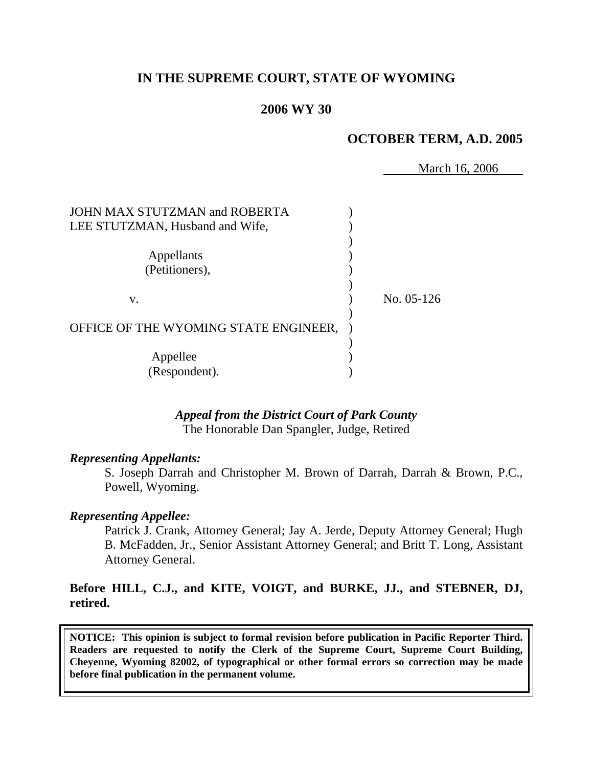**IN THE SUPREME COURT, STATE OF WYOMING**

**2006 WY 30**

**OCTOBER TERM, A.D. 2005**

March 16, 2006

JOHN MAX STUTZMAN and ROBERTA LEE STUTZMAN, Husband and Wife,

Appellants (Petitioners),

v.

OFFICE OF THE WYOMING STATE ENGINEER,

Appellee (Respondent).

No. 05-126

***Appeal from the District Court of Park County***
The Honorable Dan Spangler, Judge, Retired

***Representing Appellants:***

S. Joseph Darrah and Christopher M. Brown of Darrah, Darrah & Brown, P.C., Powell, Wyoming.

***Representing Appellee:***

Patrick J. Crank, Attorney General; Jay A. Jerde, Deputy Attorney General; Hugh B. McFadden, Jr., Senior Assistant Attorney General; and Britt T. Long, Assistant Attorney General.

**Before HILL, C.J., and KITE, VOIGT, and BURKE, JJ., and STEBNER, DJ, retired.**

**NOTICE: This opinion is subject to formal revision before publication in Pacific Reporter Third. Readers are requested to notify the Clerk of the Supreme Court, Supreme Court Building, Cheyenne, Wyoming 82002, of typographical or other formal errors so correction may be made before final publication in the permanent volume.**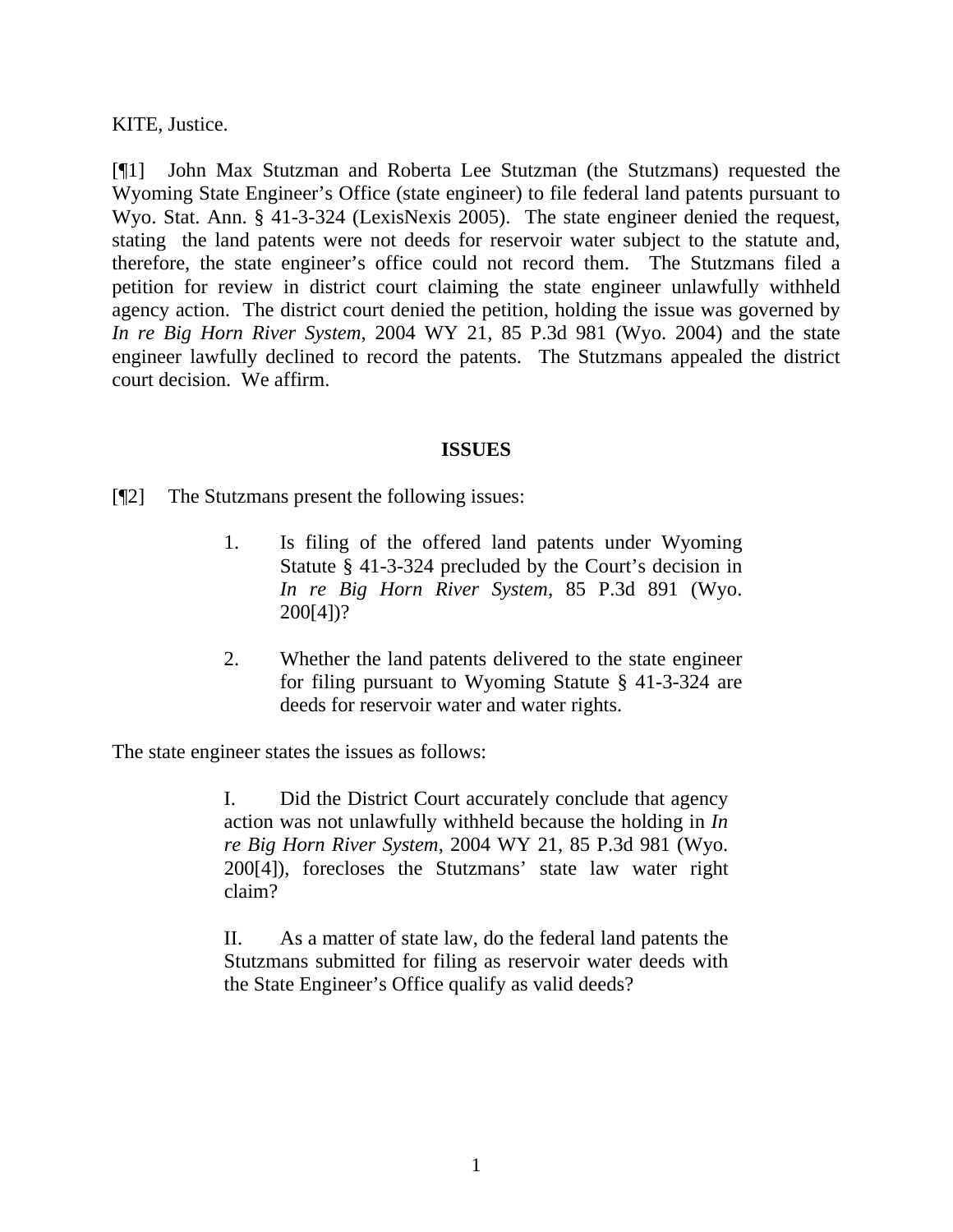KITE, Justice.

[¶1] John Max Stutzman and Roberta Lee Stutzman (the Stutzmans) requested the Wyoming State Engineer's Office (state engineer) to file federal land patents pursuant to Wyo. Stat. Ann. § 41-3-324 (LexisNexis 2005). The state engineer denied the request, stating the land patents were not deeds for reservoir water subject to the statute and, therefore, the state engineer's office could not record them. The Stutzmans filed a petition for review in district court claiming the state engineer unlawfully withheld agency action. The district court denied the petition, holding the issue was governed by *In re Big Horn River System*, 2004 WY 21, 85 P.3d 981 (Wyo. 2004) and the state engineer lawfully declined to record the patents. The Stutzmans appealed the district court decision. We affirm.

## ISSUES

[¶2] The Stutzmans present the following issues:

> 1. Is filing of the offered land patents under Wyoming Statute § 41-3-324 precluded by the Court's decision in *In re Big Horn River System*, 85 P.3d 891 (Wyo. 200[4])?
>
> 2. Whether the land patents delivered to the state engineer for filing pursuant to Wyoming Statute § 41-3-324 are deeds for reservoir water and water rights.

The state engineer states the issues as follows:

> I. Did the District Court accurately conclude that agency action was not unlawfully withheld because the holding in *In re Big Horn River System*, 2004 WY 21, 85 P.3d 981 (Wyo. 200[4]), forecloses the Stutzmans' state law water right claim?
>
> II. As a matter of state law, do the federal land patents the Stutzmans submitted for filing as reservoir water deeds with the State Engineer's Office qualify as valid deeds?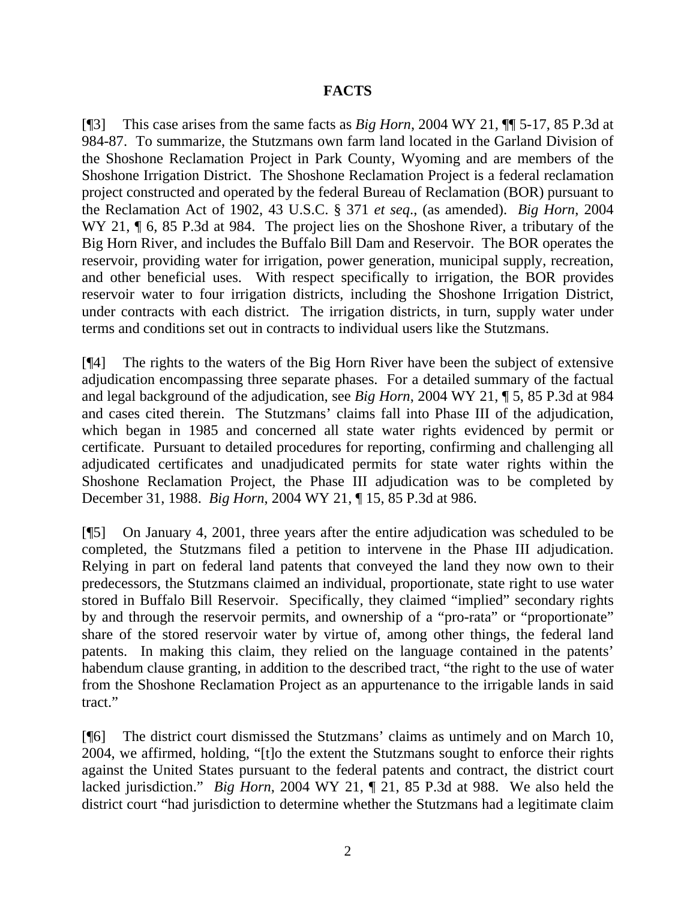## FACTS

[¶3] This case arises from the same facts as *Big Horn*, 2004 WY 21, ¶¶ 5-17, 85 P.3d at 984-87. To summarize, the Stutzmans own farm land located in the Garland Division of the Shoshone Reclamation Project in Park County, Wyoming and are members of the Shoshone Irrigation District. The Shoshone Reclamation Project is a federal reclamation project constructed and operated by the federal Bureau of Reclamation (BOR) pursuant to the Reclamation Act of 1902, 43 U.S.C. § 371 *et seq.*, (as amended). *Big Horn*, 2004 WY 21, ¶ 6, 85 P.3d at 984. The project lies on the Shoshone River, a tributary of the Big Horn River, and includes the Buffalo Bill Dam and Reservoir. The BOR operates the reservoir, providing water for irrigation, power generation, municipal supply, recreation, and other beneficial uses. With respect specifically to irrigation, the BOR provides reservoir water to four irrigation districts, including the Shoshone Irrigation District, under contracts with each district. The irrigation districts, in turn, supply water under terms and conditions set out in contracts to individual users like the Stutzmans.

[¶4] The rights to the waters of the Big Horn River have been the subject of extensive adjudication encompassing three separate phases. For a detailed summary of the factual and legal background of the adjudication, see *Big Horn*, 2004 WY 21, ¶ 5, 85 P.3d at 984 and cases cited therein. The Stutzmans' claims fall into Phase III of the adjudication, which began in 1985 and concerned all state water rights evidenced by permit or certificate. Pursuant to detailed procedures for reporting, confirming and challenging all adjudicated certificates and unadjudicated permits for state water rights within the Shoshone Reclamation Project, the Phase III adjudication was to be completed by December 31, 1988. *Big Horn*, 2004 WY 21, ¶ 15, 85 P.3d at 986.

[¶5] On January 4, 2001, three years after the entire adjudication was scheduled to be completed, the Stutzmans filed a petition to intervene in the Phase III adjudication. Relying in part on federal land patents that conveyed the land they now own to their predecessors, the Stutzmans claimed an individual, proportionate, state right to use water stored in Buffalo Bill Reservoir. Specifically, they claimed "implied" secondary rights by and through the reservoir permits, and ownership of a "pro-rata" or "proportionate" share of the stored reservoir water by virtue of, among other things, the federal land patents. In making this claim, they relied on the language contained in the patents' habendum clause granting, in addition to the described tract, "the right to the use of water from the Shoshone Reclamation Project as an appurtenance to the irrigable lands in said tract."

[¶6] The district court dismissed the Stutzmans' claims as untimely and on March 10, 2004, we affirmed, holding, "[t]o the extent the Stutzmans sought to enforce their rights against the United States pursuant to the federal patents and contract, the district court lacked jurisdiction." *Big Horn*, 2004 WY 21, ¶ 21, 85 P.3d at 988. We also held the district court "had jurisdiction to determine whether the Stutzmans had a legitimate claim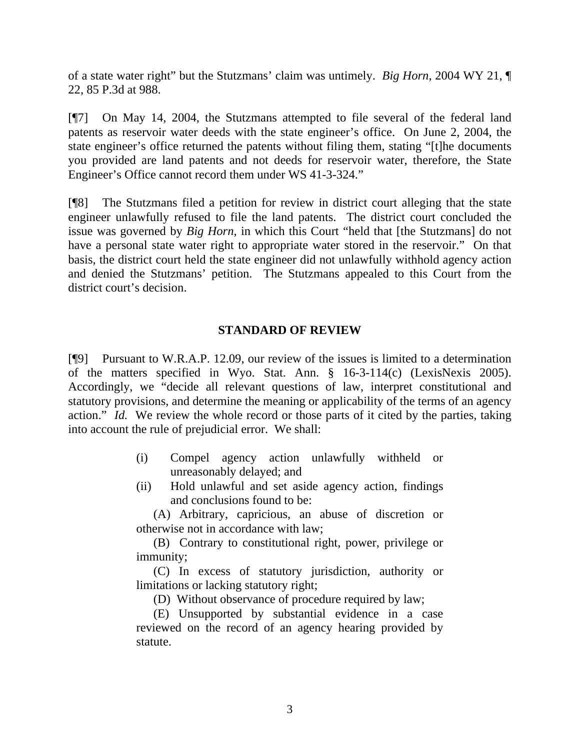of a state water right" but the Stutzmans' claim was untimely. *Big Horn*, 2004 WY 21, ¶ 22, 85 P.3d at 988.

[¶7] On May 14, 2004, the Stutzmans attempted to file several of the federal land patents as reservoir water deeds with the state engineer's office. On June 2, 2004, the state engineer's office returned the patents without filing them, stating "[t]he documents you provided are land patents and not deeds for reservoir water, therefore, the State Engineer's Office cannot record them under WS 41-3-324."

[¶8] The Stutzmans filed a petition for review in district court alleging that the state engineer unlawfully refused to file the land patents. The district court concluded the issue was governed by *Big Horn*, in which this Court "held that [the Stutzmans] do not have a personal state water right to appropriate water stored in the reservoir." On that basis, the district court held the state engineer did not unlawfully withhold agency action and denied the Stutzmans' petition. The Stutzmans appealed to this Court from the district court's decision.

## STANDARD OF REVIEW

[¶9] Pursuant to W.R.A.P. 12.09, our review of the issues is limited to a determination of the matters specified in Wyo. Stat. Ann. § 16-3-114(c) (LexisNexis 2005). Accordingly, we "decide all relevant questions of law, interpret constitutional and statutory provisions, and determine the meaning or applicability of the terms of an agency action." *Id.* We review the whole record or those parts of it cited by the parties, taking into account the rule of prejudicial error. We shall:

> (i) Compel agency action unlawfully withheld or unreasonably delayed; and
>
> (ii) Hold unlawful and set aside agency action, findings and conclusions found to be:
>
> (A) Arbitrary, capricious, an abuse of discretion or otherwise not in accordance with law;
>
> (B) Contrary to constitutional right, power, privilege or immunity;
>
> (C) In excess of statutory jurisdiction, authority or limitations or lacking statutory right;
>
> (D) Without observance of procedure required by law;
>
> (E) Unsupported by substantial evidence in a case reviewed on the record of an agency hearing provided by statute.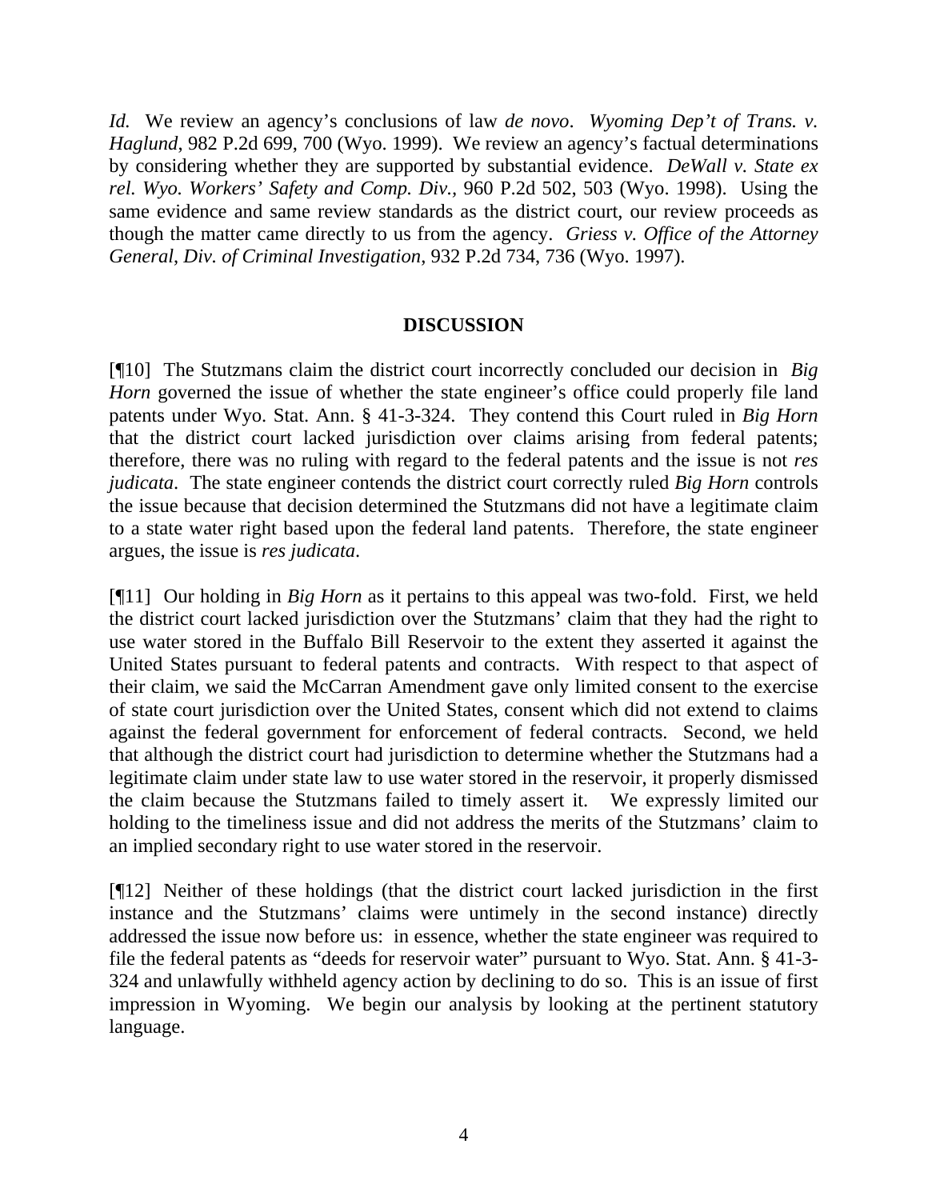*Id.* We review an agency's conclusions of law *de novo*. *Wyoming Dep't of Trans. v. Haglund*, 982 P.2d 699, 700 (Wyo. 1999). We review an agency's factual determinations by considering whether they are supported by substantial evidence. *DeWall v. State ex rel. Wyo. Workers' Safety and Comp. Div.*, 960 P.2d 502, 503 (Wyo. 1998). Using the same evidence and same review standards as the district court, our review proceeds as though the matter came directly to us from the agency. *Griess v. Office of the Attorney General, Div. of Criminal Investigation*, 932 P.2d 734, 736 (Wyo. 1997).

## DISCUSSION

[¶10] The Stutzmans claim the district court incorrectly concluded our decision in *Big Horn* governed the issue of whether the state engineer's office could properly file land patents under Wyo. Stat. Ann. § 41-3-324. They contend this Court ruled in *Big Horn* that the district court lacked jurisdiction over claims arising from federal patents; therefore, there was no ruling with regard to the federal patents and the issue is not *res judicata*. The state engineer contends the district court correctly ruled *Big Horn* controls the issue because that decision determined the Stutzmans did not have a legitimate claim to a state water right based upon the federal land patents. Therefore, the state engineer argues, the issue is *res judicata*.

[¶11] Our holding in *Big Horn* as it pertains to this appeal was two-fold. First, we held the district court lacked jurisdiction over the Stutzmans' claim that they had the right to use water stored in the Buffalo Bill Reservoir to the extent they asserted it against the United States pursuant to federal patents and contracts. With respect to that aspect of their claim, we said the McCarran Amendment gave only limited consent to the exercise of state court jurisdiction over the United States, consent which did not extend to claims against the federal government for enforcement of federal contracts. Second, we held that although the district court had jurisdiction to determine whether the Stutzmans had a legitimate claim under state law to use water stored in the reservoir, it properly dismissed the claim because the Stutzmans failed to timely assert it. We expressly limited our holding to the timeliness issue and did not address the merits of the Stutzmans' claim to an implied secondary right to use water stored in the reservoir.

[¶12] Neither of these holdings (that the district court lacked jurisdiction in the first instance and the Stutzmans' claims were untimely in the second instance) directly addressed the issue now before us: in essence, whether the state engineer was required to file the federal patents as "deeds for reservoir water" pursuant to Wyo. Stat. Ann. § 41-3-324 and unlawfully withheld agency action by declining to do so. This is an issue of first impression in Wyoming. We begin our analysis by looking at the pertinent statutory language.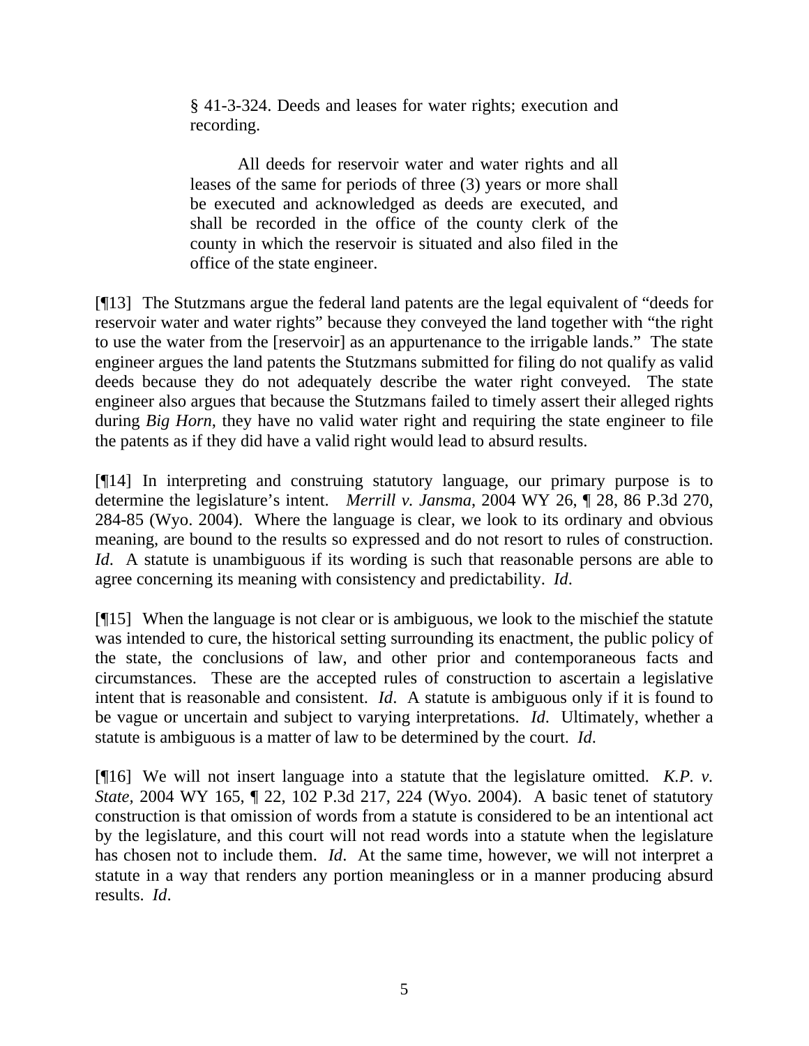> § 41-3-324. Deeds and leases for water rights; execution and recording.
>
> All deeds for reservoir water and water rights and all leases of the same for periods of three (3) years or more shall be executed and acknowledged as deeds are executed, and shall be recorded in the office of the county clerk of the county in which the reservoir is situated and also filed in the office of the state engineer.

[¶13] The Stutzmans argue the federal land patents are the legal equivalent of "deeds for reservoir water and water rights" because they conveyed the land together with "the right to use the water from the [reservoir] as an appurtenance to the irrigable lands." The state engineer argues the land patents the Stutzmans submitted for filing do not qualify as valid deeds because they do not adequately describe the water right conveyed. The state engineer also argues that because the Stutzmans failed to timely assert their alleged rights during *Big Horn*, they have no valid water right and requiring the state engineer to file the patents as if they did have a valid right would lead to absurd results.

[¶14] In interpreting and construing statutory language, our primary purpose is to determine the legislature's intent. *Merrill v. Jansma*, 2004 WY 26, ¶ 28, 86 P.3d 270, 284-85 (Wyo. 2004). Where the language is clear, we look to its ordinary and obvious meaning, are bound to the results so expressed and do not resort to rules of construction. *Id*. A statute is unambiguous if its wording is such that reasonable persons are able to agree concerning its meaning with consistency and predictability. *Id*.

[¶15] When the language is not clear or is ambiguous, we look to the mischief the statute was intended to cure, the historical setting surrounding its enactment, the public policy of the state, the conclusions of law, and other prior and contemporaneous facts and circumstances. These are the accepted rules of construction to ascertain a legislative intent that is reasonable and consistent. *Id*. A statute is ambiguous only if it is found to be vague or uncertain and subject to varying interpretations. *Id*. Ultimately, whether a statute is ambiguous is a matter of law to be determined by the court. *Id*.

[¶16] We will not insert language into a statute that the legislature omitted. *K.P. v. State*, 2004 WY 165, ¶ 22, 102 P.3d 217, 224 (Wyo. 2004). A basic tenet of statutory construction is that omission of words from a statute is considered to be an intentional act by the legislature, and this court will not read words into a statute when the legislature has chosen not to include them. *Id*. At the same time, however, we will not interpret a statute in a way that renders any portion meaningless or in a manner producing absurd results. *Id*.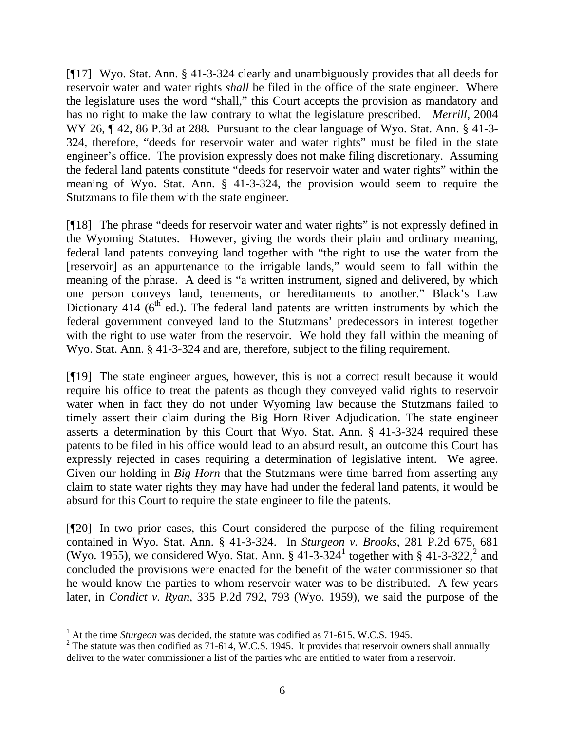[¶17] Wyo. Stat. Ann. § 41-3-324 clearly and unambiguously provides that all deeds for reservoir water and water rights *shall* be filed in the office of the state engineer. Where the legislature uses the word "shall," this Court accepts the provision as mandatory and has no right to make the law contrary to what the legislature prescribed. *Merrill*, 2004 WY 26, ¶ 42, 86 P.3d at 288. Pursuant to the clear language of Wyo. Stat. Ann. § 41-3-324, therefore, "deeds for reservoir water and water rights" must be filed in the state engineer's office. The provision expressly does not make filing discretionary. Assuming the federal land patents constitute "deeds for reservoir water and water rights" within the meaning of Wyo. Stat. Ann. § 41-3-324, the provision would seem to require the Stutzmans to file them with the state engineer.

[¶18] The phrase "deeds for reservoir water and water rights" is not expressly defined in the Wyoming Statutes. However, giving the words their plain and ordinary meaning, federal land patents conveying land together with "the right to use the water from the [reservoir] as an appurtenance to the irrigable lands," would seem to fall within the meaning of the phrase. A deed is "a written instrument, signed and delivered, by which one person conveys land, tenements, or hereditaments to another." Black's Law Dictionary 414 (6th ed.). The federal land patents are written instruments by which the federal government conveyed land to the Stutzmans' predecessors in interest together with the right to use water from the reservoir. We hold they fall within the meaning of Wyo. Stat. Ann. § 41-3-324 and are, therefore, subject to the filing requirement.

[¶19] The state engineer argues, however, this is not a correct result because it would require his office to treat the patents as though they conveyed valid rights to reservoir water when in fact they do not under Wyoming law because the Stutzmans failed to timely assert their claim during the Big Horn River Adjudication. The state engineer asserts a determination by this Court that Wyo. Stat. Ann. § 41-3-324 required these patents to be filed in his office would lead to an absurd result, an outcome this Court has expressly rejected in cases requiring a determination of legislative intent. We agree. Given our holding in *Big Horn* that the Stutzmans were time barred from asserting any claim to state water rights they may have had under the federal land patents, it would be absurd for this Court to require the state engineer to file the patents.

[¶20] In two prior cases, this Court considered the purpose of the filing requirement contained in Wyo. Stat. Ann. § 41-3-324. In *Sturgeon v. Brooks*, 281 P.2d 675, 681 (Wyo. 1955), we considered Wyo. Stat. Ann. § 41-3-324[1] together with § 41-3-322,[2] and concluded the provisions were enacted for the benefit of the water commissioner so that he would know the parties to whom reservoir water was to be distributed. A few years later, in *Condict v. Ryan*, 335 P.2d 792, 793 (Wyo. 1959), we said the purpose of the

---

[1] At the time *Sturgeon* was decided, the statute was codified as 71-615, W.C.S. 1945.

[2] The statute was then codified as 71-614, W.C.S. 1945. It provides that reservoir owners shall annually deliver to the water commissioner a list of the parties who are entitled to water from a reservoir.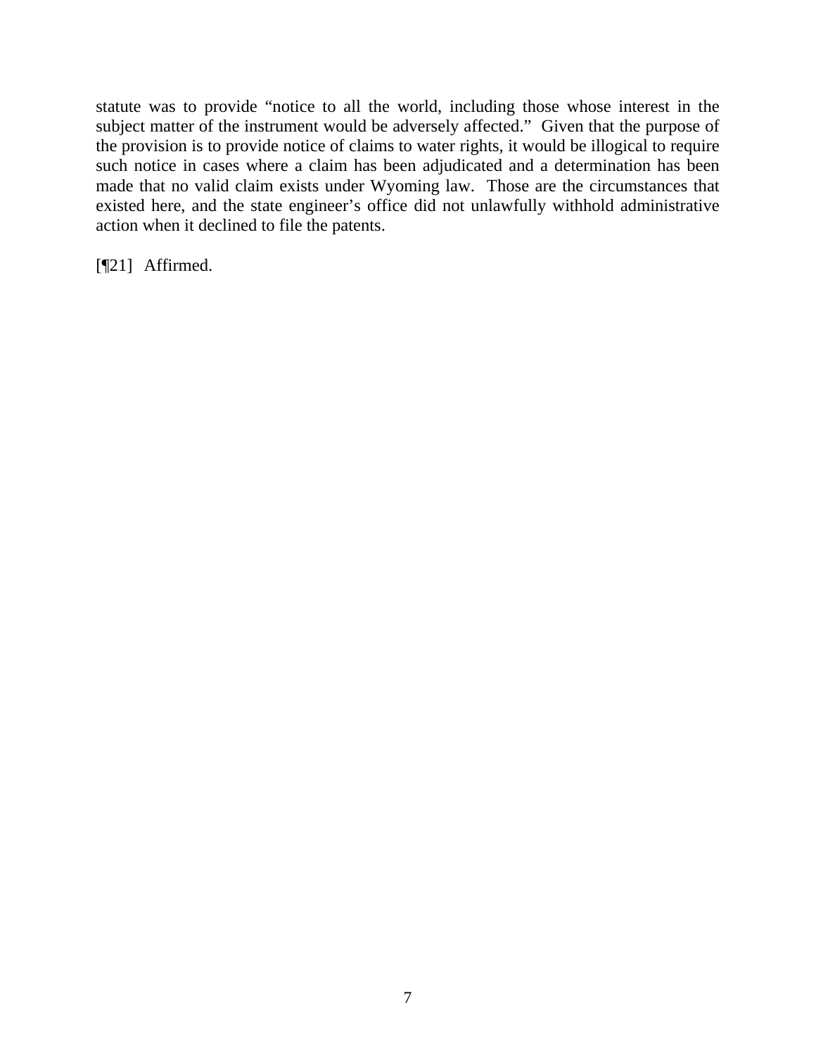statute was to provide "notice to all the world, including those whose interest in the subject matter of the instrument would be adversely affected." Given that the purpose of the provision is to provide notice of claims to water rights, it would be illogical to require such notice in cases where a claim has been adjudicated and a determination has been made that no valid claim exists under Wyoming law. Those are the circumstances that existed here, and the state engineer's office did not unlawfully withhold administrative action when it declined to file the patents.

[¶21] Affirmed.